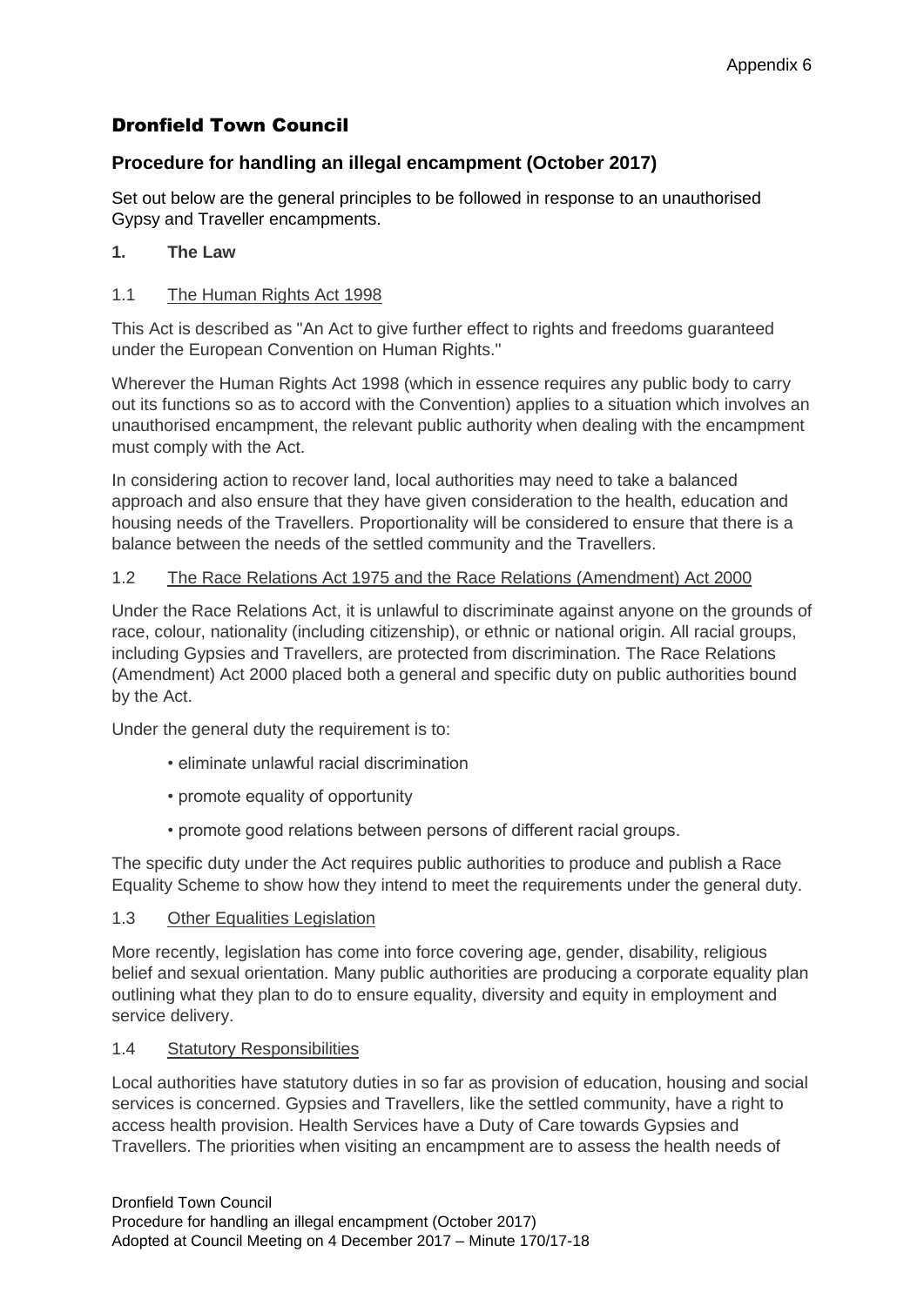Appendix 6

# Dronfield Town Council

## Procedure for handling an illegal encampment (October 2017)

Set out below are the general principles to be followed in response to an unauthorised Gypsy and Traveller encampments.

### 1. The Law

#### 1.1 The Human Rights Act 1998

This Act is described as "An Act to give further effect to rights and freedoms guaranteed under the European Convention on Human Rights."

Wherever the Human Rights Act 1998 (which in essence requires any public body to carry out its functions so as to accord with the Convention) applies to a situation which involves an unauthorised encampment, the relevant public authority when dealing with the encampment must comply with the Act.

In considering action to recover land, local authorities may need to take a balanced approach and also ensure that they have given consideration to the health, education and housing needs of the Travellers. Proportionality will be considered to ensure that there is a balance between the needs of the settled community and the Travellers.

#### 1.2 The Race Relations Act 1975 and the Race Relations (Amendment) Act 2000

Under the Race Relations Act, it is unlawful to discriminate against anyone on the grounds of race, colour, nationality (including citizenship), or ethnic or national origin. All racial groups, including Gypsies and Travellers, are protected from discrimination. The Race Relations (Amendment) Act 2000 placed both a general and specific duty on public authorities bound by the Act.

Under the general duty the requirement is to:

- eliminate unlawful racial discrimination
- promote equality of opportunity
- promote good relations between persons of different racial groups.

The specific duty under the Act requires public authorities to produce and publish a Race Equality Scheme to show how they intend to meet the requirements under the general duty.

#### 1.3 Other Equalities Legislation

More recently, legislation has come into force covering age, gender, disability, religious belief and sexual orientation. Many public authorities are producing a corporate equality plan outlining what they plan to do to ensure equality, diversity and equity in employment and service delivery.

#### 1.4 Statutory Responsibilities

Local authorities have statutory duties in so far as provision of education, housing and social services is concerned. Gypsies and Travellers, like the settled community, have a right to access health provision. Health Services have a Duty of Care towards Gypsies and Travellers. The priorities when visiting an encampment are to assess the health needs of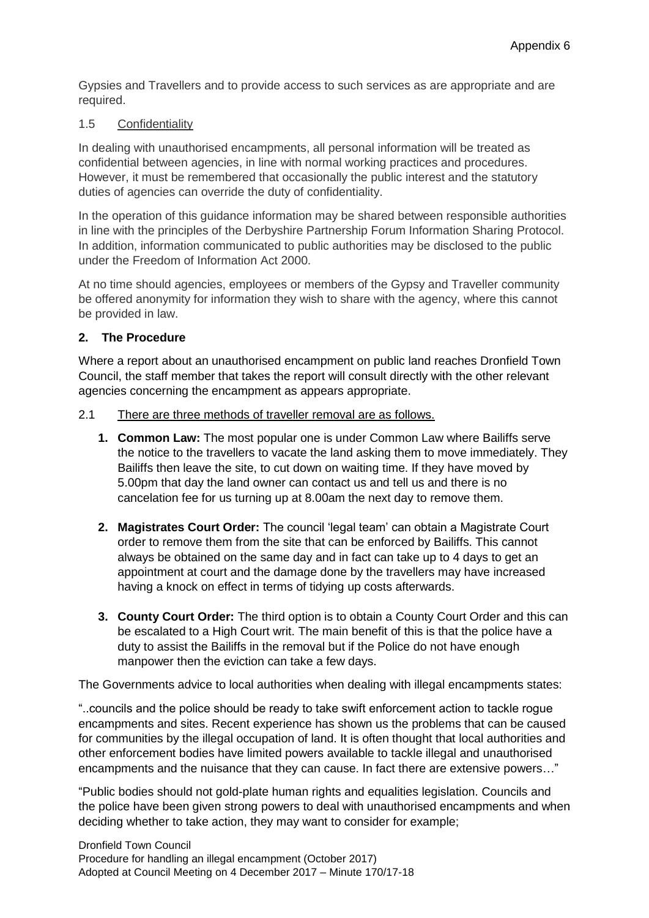Gypsies and Travellers and to provide access to such services as are appropriate and are required.

1.5 Confidentiality

In dealing with unauthorised encampments, all personal information will be treated as confidential between agencies, in line with normal working practices and procedures. However, it must be remembered that occasionally the public interest and the statutory duties of agencies can override the duty of confidentiality.

In the operation of this guidance information may be shared between responsible authorities in line with the principles of the Derbyshire Partnership Forum Information Sharing Protocol. In addition, information communicated to public authorities may be disclosed to the public under the Freedom of Information Act 2000.

At no time should agencies, employees or members of the Gypsy and Traveller community be offered anonymity for information they wish to share with the agency, where this cannot be provided in law.

## 2. The Procedure

Where a report about an unauthorised encampment on public land reaches Dronfield Town Council, the staff member that takes the report will consult directly with the other relevant agencies concerning the encampment as appears appropriate.

2.1 There are three methods of traveller removal are as follows.

1. **Common Law:** The most popular one is under Common Law where Bailiffs serve the notice to the travellers to vacate the land asking them to move immediately. They Bailiffs then leave the site, to cut down on waiting time. If they have moved by 5.00pm that day the land owner can contact us and tell us and there is no cancelation fee for us turning up at 8.00am the next day to remove them.

2. **Magistrates Court Order:** The council 'legal team' can obtain a Magistrate Court order to remove them from the site that can be enforced by Bailiffs. This cannot always be obtained on the same day and in fact can take up to 4 days to get an appointment at court and the damage done by the travellers may have increased having a knock on effect in terms of tidying up costs afterwards.

3. **County Court Order:** The third option is to obtain a County Court Order and this can be escalated to a High Court writ. The main benefit of this is that the police have a duty to assist the Bailiffs in the removal but if the Police do not have enough manpower then the eviction can take a few days.

The Governments advice to local authorities when dealing with illegal encampments states:

"..councils and the police should be ready to take swift enforcement action to tackle rogue encampments and sites. Recent experience has shown us the problems that can be caused for communities by the illegal occupation of land. It is often thought that local authorities and other enforcement bodies have limited powers available to tackle illegal and unauthorised encampments and the nuisance that they can cause. In fact there are extensive powers…"

"Public bodies should not gold-plate human rights and equalities legislation. Councils and the police have been given strong powers to deal with unauthorised encampments and when deciding whether to take action, they may want to consider for example;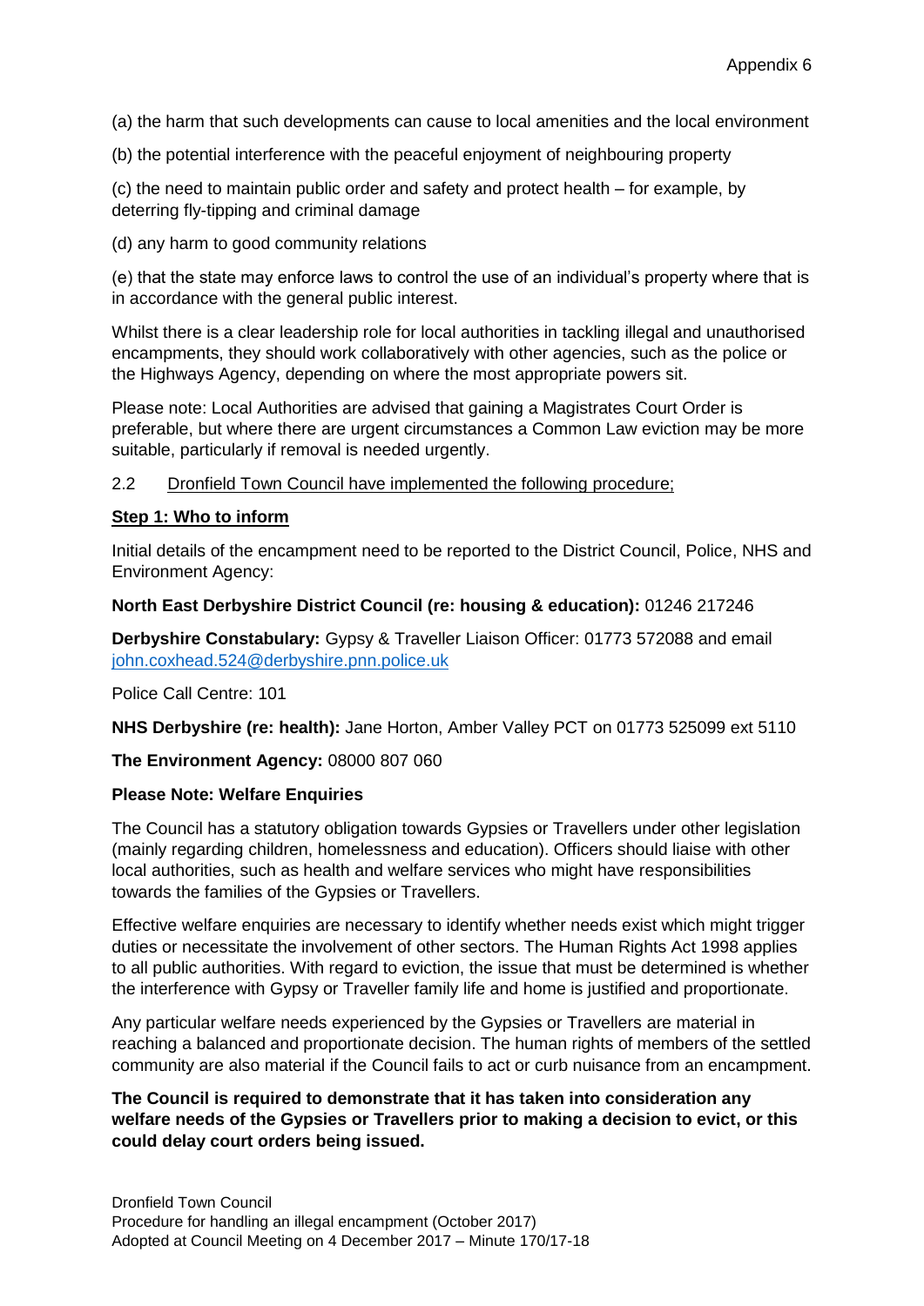(a) the harm that such developments can cause to local amenities and the local environment

(b) the potential interference with the peaceful enjoyment of neighbouring property

(c) the need to maintain public order and safety and protect health – for example, by deterring fly-tipping and criminal damage

(d) any harm to good community relations

(e) that the state may enforce laws to control the use of an individual's property where that is in accordance with the general public interest.

Whilst there is a clear leadership role for local authorities in tackling illegal and unauthorised encampments, they should work collaboratively with other agencies, such as the police or the Highways Agency, depending on where the most appropriate powers sit.

Please note: Local Authorities are advised that gaining a Magistrates Court Order is preferable, but where there are urgent circumstances a Common Law eviction may be more suitable, particularly if removal is needed urgently.

2.2 Dronfield Town Council have implemented the following procedure;

**Step 1: Who to inform**

Initial details of the encampment need to be reported to the District Council, Police, NHS and Environment Agency:

**North East Derbyshire District Council (re: housing & education):** 01246 217246

**Derbyshire Constabulary:** Gypsy & Traveller Liaison Officer: 01773 572088 and email john.coxhead.524@derbyshire.pnn.police.uk

Police Call Centre: 101

**NHS Derbyshire (re: health):** Jane Horton, Amber Valley PCT on 01773 525099 ext 5110

**The Environment Agency:** 08000 807 060

**Please Note: Welfare Enquiries**

The Council has a statutory obligation towards Gypsies or Travellers under other legislation (mainly regarding children, homelessness and education). Officers should liaise with other local authorities, such as health and welfare services who might have responsibilities towards the families of the Gypsies or Travellers.

Effective welfare enquiries are necessary to identify whether needs exist which might trigger duties or necessitate the involvement of other sectors. The Human Rights Act 1998 applies to all public authorities. With regard to eviction, the issue that must be determined is whether the interference with Gypsy or Traveller family life and home is justified and proportionate.

Any particular welfare needs experienced by the Gypsies or Travellers are material in reaching a balanced and proportionate decision. The human rights of members of the settled community are also material if the Council fails to act or curb nuisance from an encampment.

**The Council is required to demonstrate that it has taken into consideration any welfare needs of the Gypsies or Travellers prior to making a decision to evict, or this could delay court orders being issued.**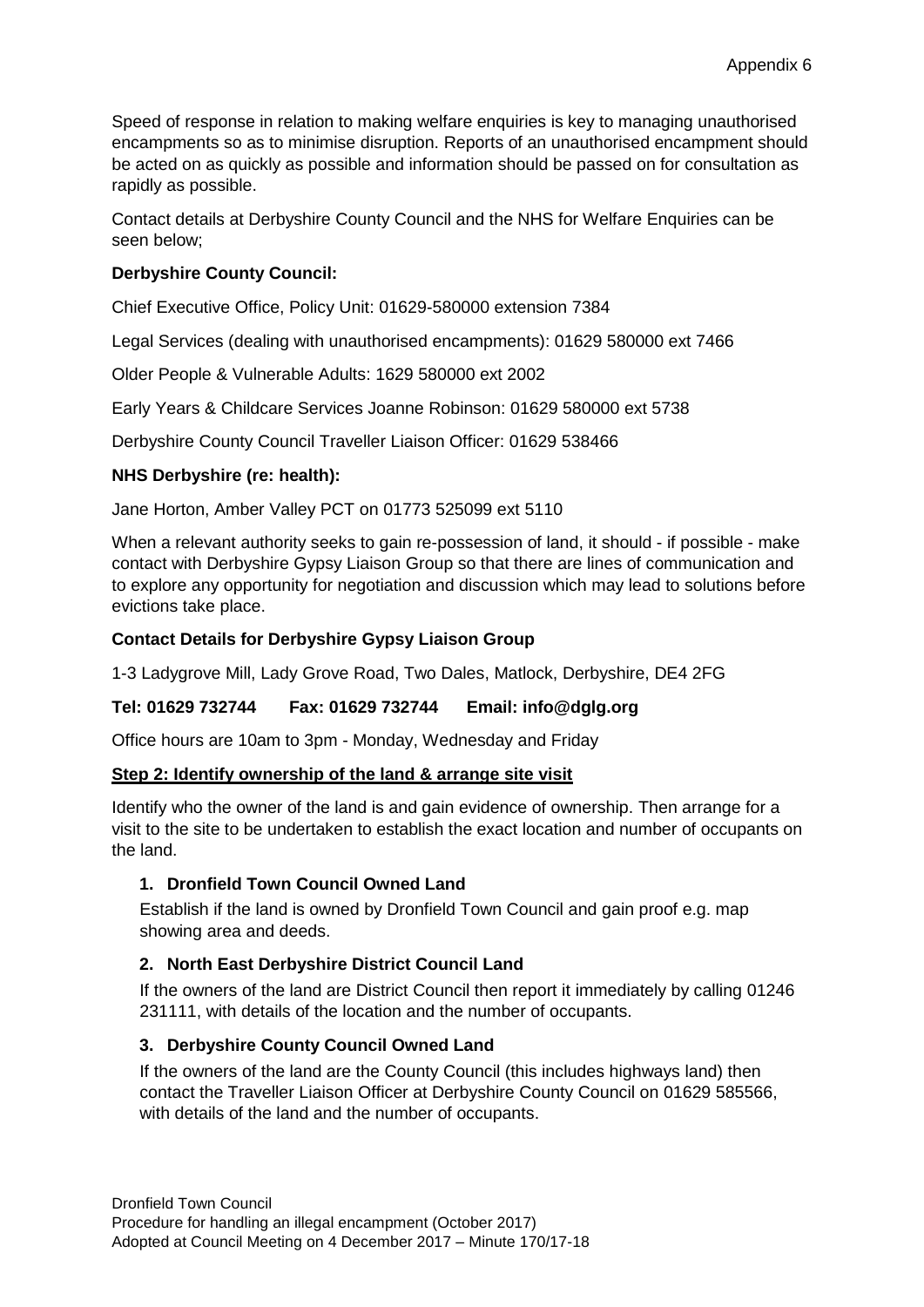Speed of response in relation to making welfare enquiries is key to managing unauthorised encampments so as to minimise disruption. Reports of an unauthorised encampment should be acted on as quickly as possible and information should be passed on for consultation as rapidly as possible.

Contact details at Derbyshire County Council and the NHS for Welfare Enquiries can be seen below;

**Derbyshire County Council:**

Chief Executive Office, Policy Unit: 01629-580000 extension 7384

Legal Services (dealing with unauthorised encampments): 01629 580000 ext 7466

Older People & Vulnerable Adults: 1629 580000 ext 2002

Early Years & Childcare Services Joanne Robinson: 01629 580000 ext 5738

Derbyshire County Council Traveller Liaison Officer: 01629 538466

**NHS Derbyshire (re: health):**

Jane Horton, Amber Valley PCT on 01773 525099 ext 5110

When a relevant authority seeks to gain re-possession of land, it should - if possible - make contact with Derbyshire Gypsy Liaison Group so that there are lines of communication and to explore any opportunity for negotiation and discussion which may lead to solutions before evictions take place.

**Contact Details for Derbyshire Gypsy Liaison Group**

1-3 Ladygrove Mill, Lady Grove Road, Two Dales, Matlock, Derbyshire, DE4 2FG

**Tel: 01629 732744 Fax: 01629 732744 Email: info@dglg.org**

Office hours are 10am to 3pm - Monday, Wednesday and Friday

**Step 2: Identify ownership of the land & arrange site visit**

Identify who the owner of the land is and gain evidence of ownership. Then arrange for a visit to the site to be undertaken to establish the exact location and number of occupants on the land.

1. **Dronfield Town Council Owned Land**

   Establish if the land is owned by Dronfield Town Council and gain proof e.g. map showing area and deeds.

2. **North East Derbyshire District Council Land**

   If the owners of the land are District Council then report it immediately by calling 01246 231111, with details of the location and the number of occupants.

3. **Derbyshire County Council Owned Land**

   If the owners of the land are the County Council (this includes highways land) then contact the Traveller Liaison Officer at Derbyshire County Council on 01629 585566, with details of the land and the number of occupants.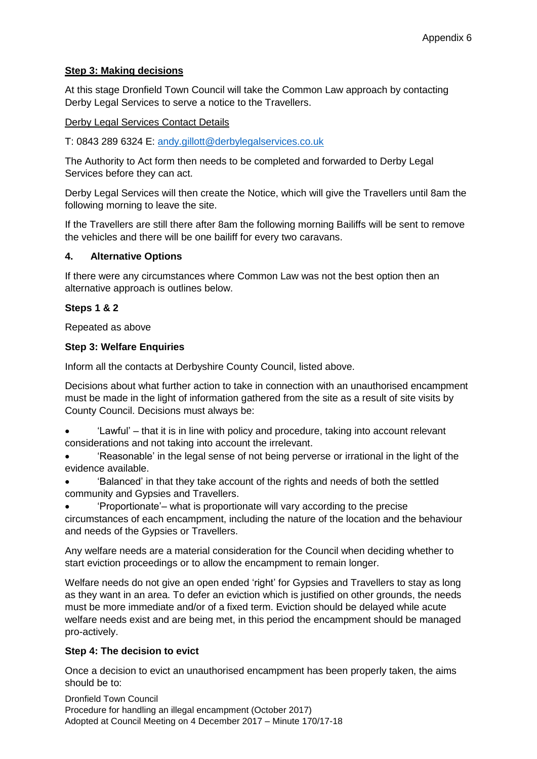**Step 3: Making decisions**

At this stage Dronfield Town Council will take the Common Law approach by contacting Derby Legal Services to serve a notice to the Travellers.

Derby Legal Services Contact Details

T: 0843 289 6324 E: andy.gillott@derbylegalservices.co.uk

The Authority to Act form then needs to be completed and forwarded to Derby Legal Services before they can act.

Derby Legal Services will then create the Notice, which will give the Travellers until 8am the following morning to leave the site.

If the Travellers are still there after 8am the following morning Bailiffs will be sent to remove the vehicles and there will be one bailiff for every two caravans.

## 4. Alternative Options

If there were any circumstances where Common Law was not the best option then an alternative approach is outlines below.

**Steps 1 & 2**

Repeated as above

**Step 3: Welfare Enquiries**

Inform all the contacts at Derbyshire County Council, listed above.

Decisions about what further action to take in connection with an unauthorised encampment must be made in the light of information gathered from the site as a result of site visits by County Council. Decisions must always be:

- 'Lawful' – that it is in line with policy and procedure, taking into account relevant considerations and not taking into account the irrelevant.
- 'Reasonable' in the legal sense of not being perverse or irrational in the light of the evidence available.
- 'Balanced' in that they take account of the rights and needs of both the settled community and Gypsies and Travellers.
- 'Proportionate'– what is proportionate will vary according to the precise circumstances of each encampment, including the nature of the location and the behaviour and needs of the Gypsies or Travellers.

Any welfare needs are a material consideration for the Council when deciding whether to start eviction proceedings or to allow the encampment to remain longer.

Welfare needs do not give an open ended 'right' for Gypsies and Travellers to stay as long as they want in an area. To defer an eviction which is justified on other grounds, the needs must be more immediate and/or of a fixed term. Eviction should be delayed while acute welfare needs exist and are being met, in this period the encampment should be managed pro-actively.

**Step 4: The decision to evict**

Once a decision to evict an unauthorised encampment has been properly taken, the aims should be to: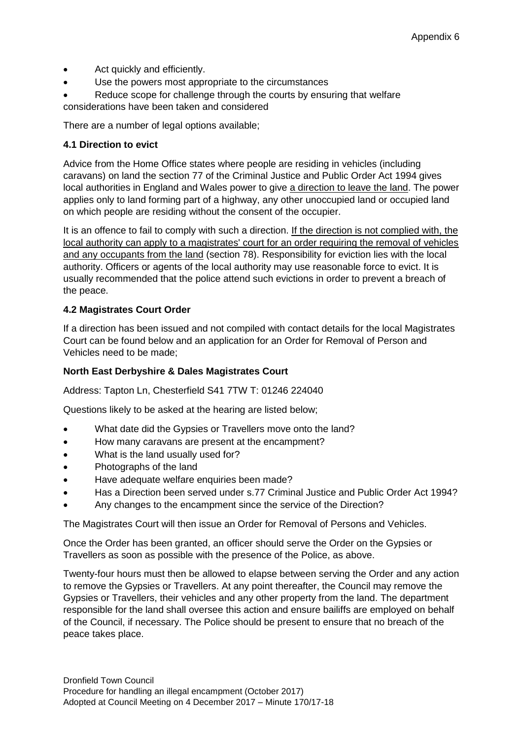- Act quickly and efficiently.
- Use the powers most appropriate to the circumstances
- Reduce scope for challenge through the courts by ensuring that welfare considerations have been taken and considered

There are a number of legal options available;

**4.1 Direction to evict**

Advice from the Home Office states where people are residing in vehicles (including caravans) on land the section 77 of the Criminal Justice and Public Order Act 1994 gives local authorities in England and Wales power to give a direction to leave the land. The power applies only to land forming part of a highway, any other unoccupied land or occupied land on which people are residing without the consent of the occupier.

It is an offence to fail to comply with such a direction. If the direction is not complied with, the local authority can apply to a magistrates' court for an order requiring the removal of vehicles and any occupants from the land (section 78). Responsibility for eviction lies with the local authority. Officers or agents of the local authority may use reasonable force to evict. It is usually recommended that the police attend such evictions in order to prevent a breach of the peace.

**4.2 Magistrates Court Order**

If a direction has been issued and not compiled with contact details for the local Magistrates Court can be found below and an application for an Order for Removal of Person and Vehicles need to be made;

**North East Derbyshire & Dales Magistrates Court**

Address: Tapton Ln, Chesterfield S41 7TW T: 01246 224040

Questions likely to be asked at the hearing are listed below;

- What date did the Gypsies or Travellers move onto the land?
- How many caravans are present at the encampment?
- What is the land usually used for?
- Photographs of the land
- Have adequate welfare enquiries been made?
- Has a Direction been served under s.77 Criminal Justice and Public Order Act 1994?
- Any changes to the encampment since the service of the Direction?

The Magistrates Court will then issue an Order for Removal of Persons and Vehicles.

Once the Order has been granted, an officer should serve the Order on the Gypsies or Travellers as soon as possible with the presence of the Police, as above.

Twenty-four hours must then be allowed to elapse between serving the Order and any action to remove the Gypsies or Travellers. At any point thereafter, the Council may remove the Gypsies or Travellers, their vehicles and any other property from the land. The department responsible for the land shall oversee this action and ensure bailiffs are employed on behalf of the Council, if necessary. The Police should be present to ensure that no breach of the peace takes place.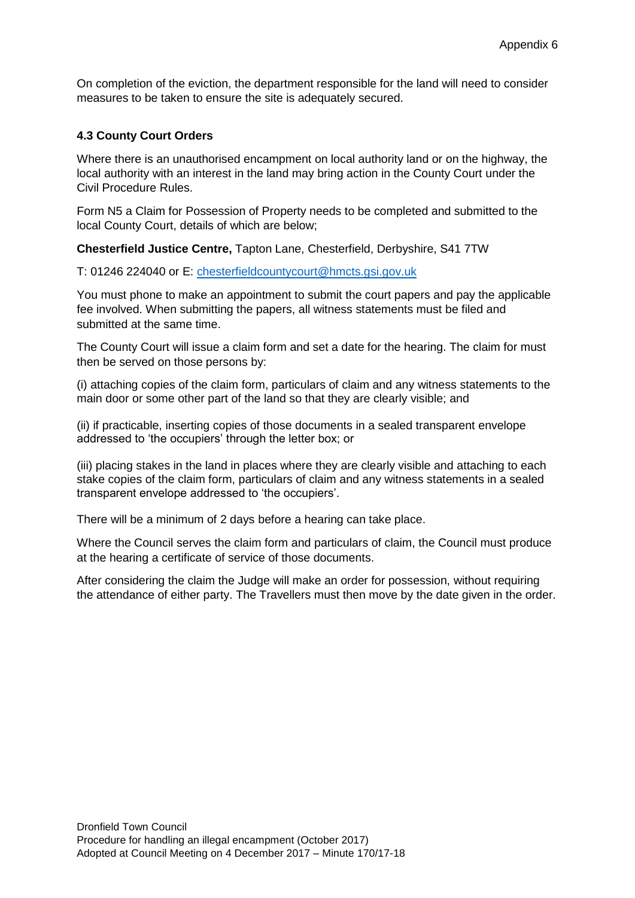On completion of the eviction, the department responsible for the land will need to consider measures to be taken to ensure the site is adequately secured.

### 4.3 County Court Orders

Where there is an unauthorised encampment on local authority land or on the highway, the local authority with an interest in the land may bring action in the County Court under the Civil Procedure Rules.

Form N5 a Claim for Possession of Property needs to be completed and submitted to the local County Court, details of which are below;

**Chesterfield Justice Centre,** Tapton Lane, Chesterfield, Derbyshire, S41 7TW

T: 01246 224040 or E: chesterfieldcountycourt@hmcts.gsi.gov.uk

You must phone to make an appointment to submit the court papers and pay the applicable fee involved. When submitting the papers, all witness statements must be filed and submitted at the same time.

The County Court will issue a claim form and set a date for the hearing. The claim for must then be served on those persons by:

(i) attaching copies of the claim form, particulars of claim and any witness statements to the main door or some other part of the land so that they are clearly visible; and

(ii) if practicable, inserting copies of those documents in a sealed transparent envelope addressed to 'the occupiers' through the letter box; or

(iii) placing stakes in the land in places where they are clearly visible and attaching to each stake copies of the claim form, particulars of claim and any witness statements in a sealed transparent envelope addressed to 'the occupiers'.

There will be a minimum of 2 days before a hearing can take place.

Where the Council serves the claim form and particulars of claim, the Council must produce at the hearing a certificate of service of those documents.

After considering the claim the Judge will make an order for possession, without requiring the attendance of either party. The Travellers must then move by the date given in the order.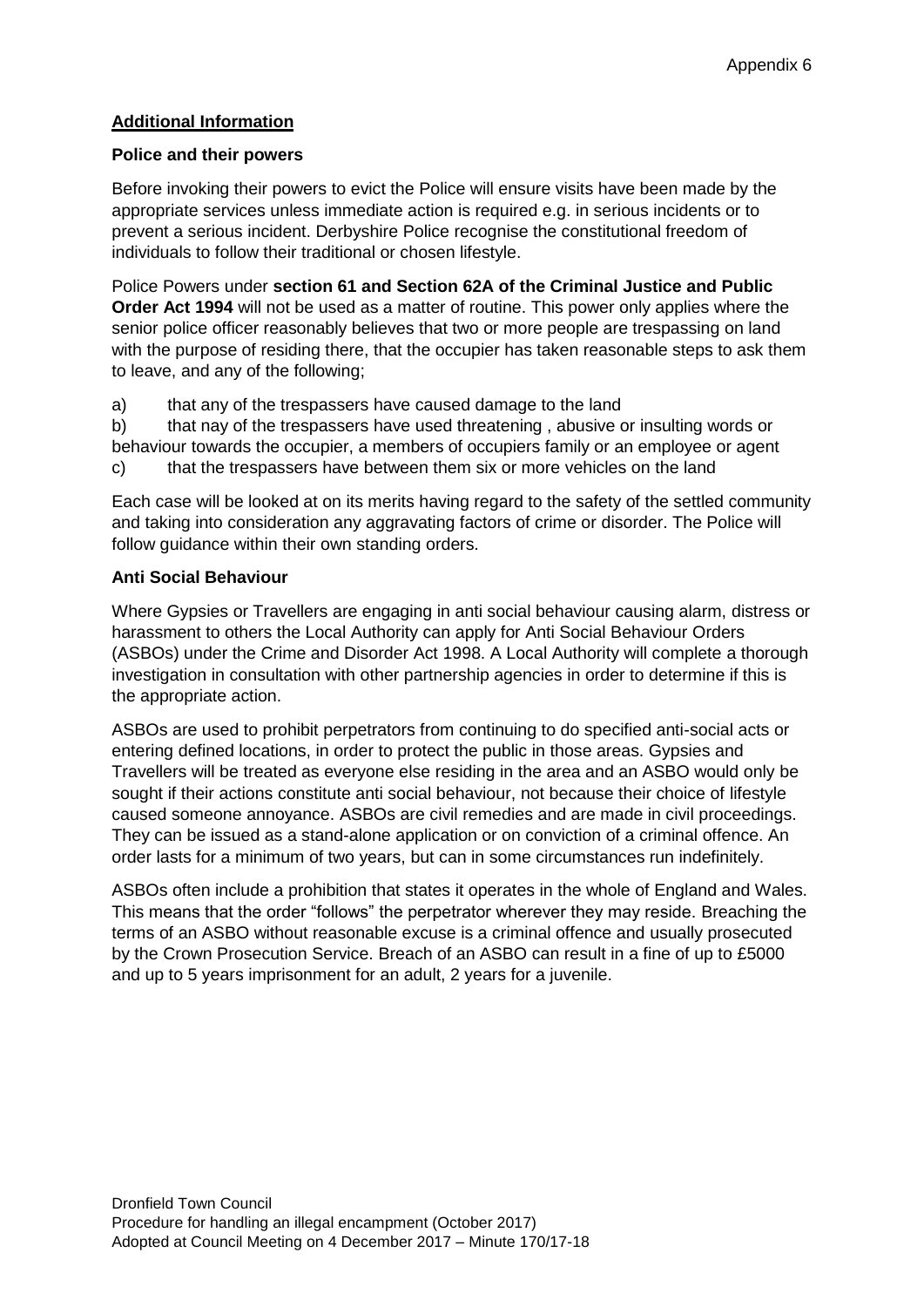Appendix 6

## Additional Information

### Police and their powers

Before invoking their powers to evict the Police will ensure visits have been made by the appropriate services unless immediate action is required e.g. in serious incidents or to prevent a serious incident. Derbyshire Police recognise the constitutional freedom of individuals to follow their traditional or chosen lifestyle.

Police Powers under **section 61 and Section 62A of the Criminal Justice and Public Order Act 1994** will not be used as a matter of routine. This power only applies where the senior police officer reasonably believes that two or more people are trespassing on land with the purpose of residing there, that the occupier has taken reasonable steps to ask them to leave, and any of the following;

a) that any of the trespassers have caused damage to the land

b) that nay of the trespassers have used threatening , abusive or insulting words or behaviour towards the occupier, a members of occupiers family or an employee or agent

c) that the trespassers have between them six or more vehicles on the land

Each case will be looked at on its merits having regard to the safety of the settled community and taking into consideration any aggravating factors of crime or disorder. The Police will follow guidance within their own standing orders.

### Anti Social Behaviour

Where Gypsies or Travellers are engaging in anti social behaviour causing alarm, distress or harassment to others the Local Authority can apply for Anti Social Behaviour Orders (ASBOs) under the Crime and Disorder Act 1998. A Local Authority will complete a thorough investigation in consultation with other partnership agencies in order to determine if this is the appropriate action.

ASBOs are used to prohibit perpetrators from continuing to do specified anti-social acts or entering defined locations, in order to protect the public in those areas. Gypsies and Travellers will be treated as everyone else residing in the area and an ASBO would only be sought if their actions constitute anti social behaviour, not because their choice of lifestyle caused someone annoyance. ASBOs are civil remedies and are made in civil proceedings. They can be issued as a stand-alone application or on conviction of a criminal offence. An order lasts for a minimum of two years, but can in some circumstances run indefinitely.

ASBOs often include a prohibition that states it operates in the whole of England and Wales. This means that the order "follows" the perpetrator wherever they may reside. Breaching the terms of an ASBO without reasonable excuse is a criminal offence and usually prosecuted by the Crown Prosecution Service. Breach of an ASBO can result in a fine of up to £5000 and up to 5 years imprisonment for an adult, 2 years for a juvenile.

Dronfield Town Council
Procedure for handling an illegal encampment (October 2017)
Adopted at Council Meeting on 4 December 2017 – Minute 170/17-18